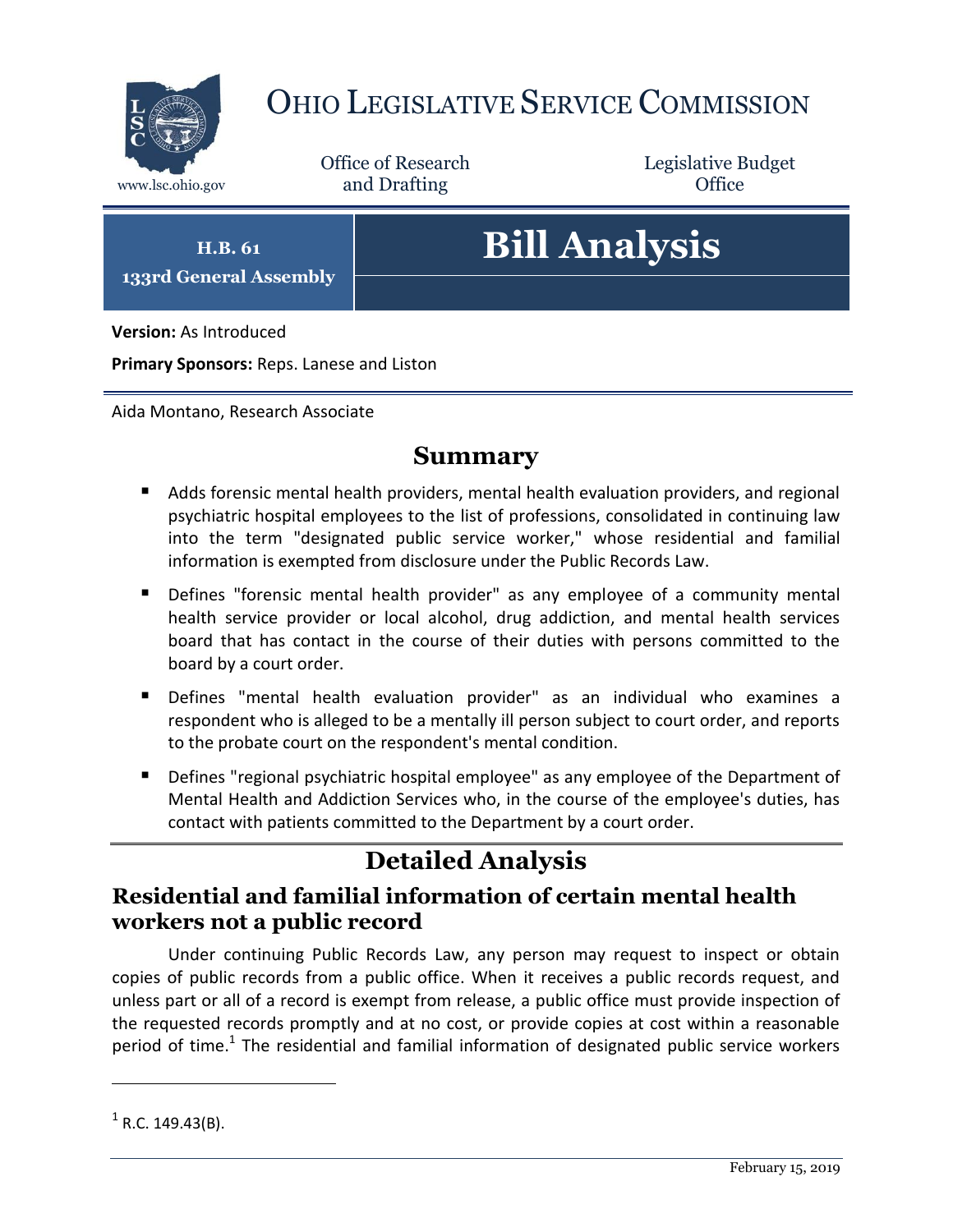# Ohio Legislative Service Commission

www.lsc.ohio.gov

Office of Research and Drafting

Legislative Budget Office

**H.B. 61**
**133rd General Assembly**

# Bill Analysis

**Version:** As Introduced

**Primary Sponsors:** Reps. Lanese and Liston

Aida Montano, Research Associate

## Summary

- Adds forensic mental health providers, mental health evaluation providers, and regional psychiatric hospital employees to the list of professions, consolidated in continuing law into the term "designated public service worker," whose residential and familial information is exempted from disclosure under the Public Records Law.
- Defines "forensic mental health provider" as any employee of a community mental health service provider or local alcohol, drug addiction, and mental health services board that has contact in the course of their duties with persons committed to the board by a court order.
- Defines "mental health evaluation provider" as an individual who examines a respondent who is alleged to be a mentally ill person subject to court order, and reports to the probate court on the respondent's mental condition.
- Defines "regional psychiatric hospital employee" as any employee of the Department of Mental Health and Addiction Services who, in the course of the employee's duties, has contact with patients committed to the Department by a court order.

## Detailed Analysis

### Residential and familial information of certain mental health workers not a public record

Under continuing Public Records Law, any person may request to inspect or obtain copies of public records from a public office. When it receives a public records request, and unless part or all of a record is exempt from release, a public office must provide inspection of the requested records promptly and at no cost, or provide copies at cost within a reasonable period of time.[1] The residential and familial information of designated public service workers

[1] R.C. 149.43(B).

February 15, 2019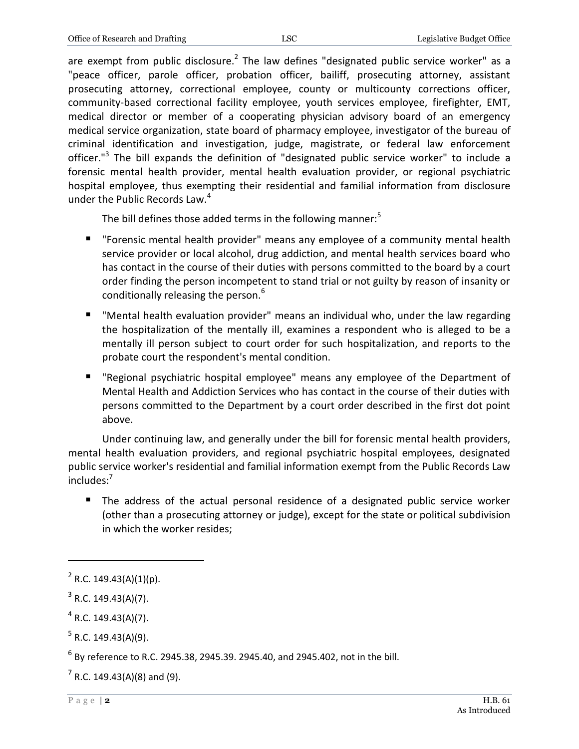are exempt from public disclosure.[2] The law defines "designated public service worker" as a "peace officer, parole officer, probation officer, bailiff, prosecuting attorney, assistant prosecuting attorney, correctional employee, county or multicounty corrections officer, community-based correctional facility employee, youth services employee, firefighter, EMT, medical director or member of a cooperating physician advisory board of an emergency medical service organization, state board of pharmacy employee, investigator of the bureau of criminal identification and investigation, judge, magistrate, or federal law enforcement officer."[3] The bill expands the definition of "designated public service worker" to include a forensic mental health provider, mental health evaluation provider, or regional psychiatric hospital employee, thus exempting their residential and familial information from disclosure under the Public Records Law.[4]

The bill defines those added terms in the following manner:[5]

- "Forensic mental health provider" means any employee of a community mental health service provider or local alcohol, drug addiction, and mental health services board who has contact in the course of their duties with persons committed to the board by a court order finding the person incompetent to stand trial or not guilty by reason of insanity or conditionally releasing the person.[6]
- "Mental health evaluation provider" means an individual who, under the law regarding the hospitalization of the mentally ill, examines a respondent who is alleged to be a mentally ill person subject to court order for such hospitalization, and reports to the probate court the respondent's mental condition.
- "Regional psychiatric hospital employee" means any employee of the Department of Mental Health and Addiction Services who has contact in the course of their duties with persons committed to the Department by a court order described in the first dot point above.

Under continuing law, and generally under the bill for forensic mental health providers, mental health evaluation providers, and regional psychiatric hospital employees, designated public service worker's residential and familial information exempt from the Public Records Law includes:[7]

- The address of the actual personal residence of a designated public service worker (other than a prosecuting attorney or judge), except for the state or political subdivision in which the worker resides;

---

[2] R.C. 149.43(A)(1)(p).

[3] R.C. 149.43(A)(7).

[4] R.C. 149.43(A)(7).

[5] R.C. 149.43(A)(9).

[6] By reference to R.C. 2945.38, 2945.39. 2945.40, and 2945.402, not in the bill.

[7] R.C. 149.43(A)(8) and (9).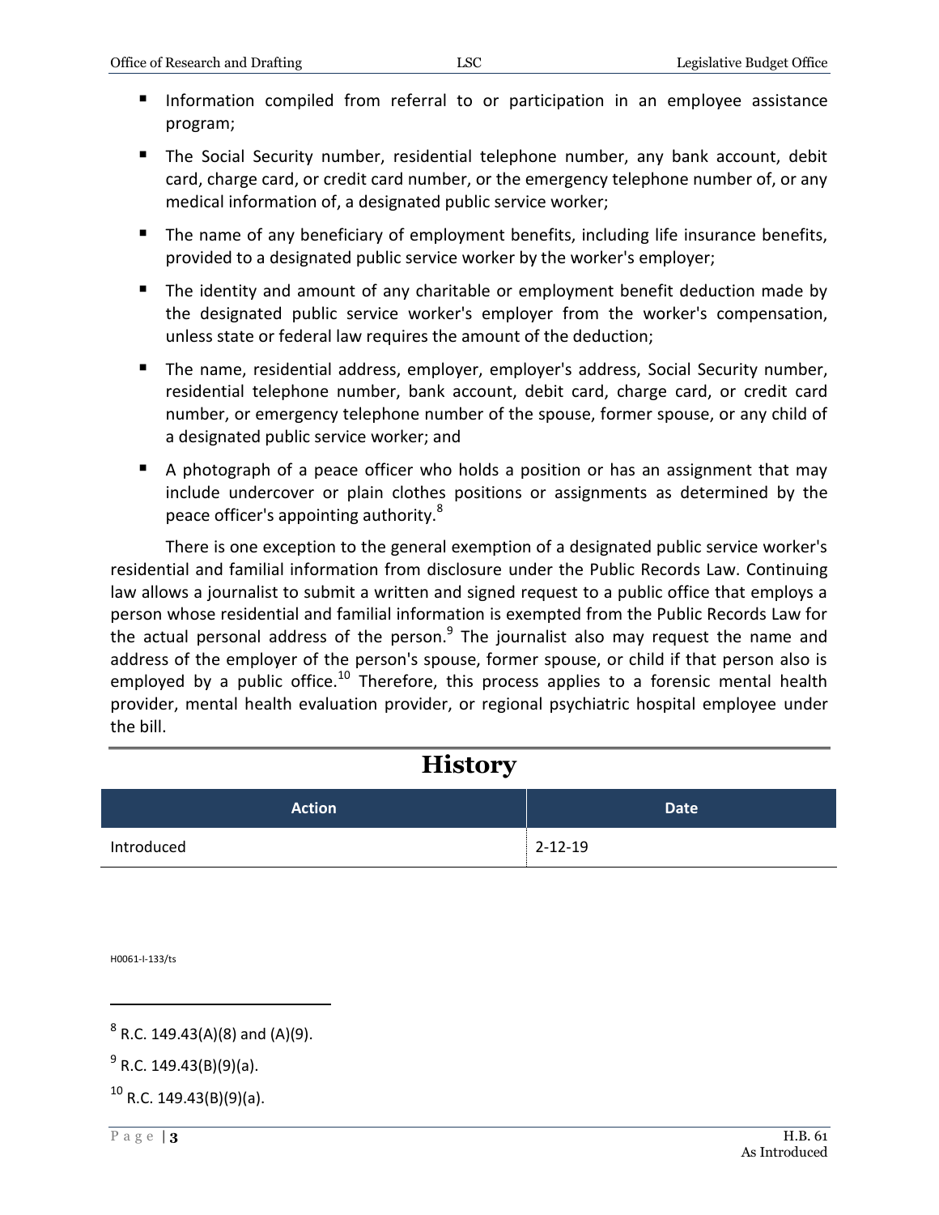- Information compiled from referral to or participation in an employee assistance program;
- The Social Security number, residential telephone number, any bank account, debit card, charge card, or credit card number, or the emergency telephone number of, or any medical information of, a designated public service worker;
- The name of any beneficiary of employment benefits, including life insurance benefits, provided to a designated public service worker by the worker's employer;
- The identity and amount of any charitable or employment benefit deduction made by the designated public service worker's employer from the worker's compensation, unless state or federal law requires the amount of the deduction;
- The name, residential address, employer, employer's address, Social Security number, residential telephone number, bank account, debit card, charge card, or credit card number, or emergency telephone number of the spouse, former spouse, or any child of a designated public service worker; and
- A photograph of a peace officer who holds a position or has an assignment that may include undercover or plain clothes positions or assignments as determined by the peace officer's appointing authority.[8]

There is one exception to the general exemption of a designated public service worker's residential and familial information from disclosure under the Public Records Law. Continuing law allows a journalist to submit a written and signed request to a public office that employs a person whose residential and familial information is exempted from the Public Records Law for the actual personal address of the person.[9] The journalist also may request the name and address of the employer of the person's spouse, former spouse, or child if that person also is employed by a public office.[10] Therefore, this process applies to a forensic mental health provider, mental health evaluation provider, or regional psychiatric hospital employee under the bill.

# History

| Action | Date |
| --- | --- |
| Introduced | 2-12-19 |

H0061-I-133/ts

[8] R.C. 149.43(A)(8) and (A)(9).

[9] R.C. 149.43(B)(9)(a).

[10] R.C. 149.43(B)(9)(a).